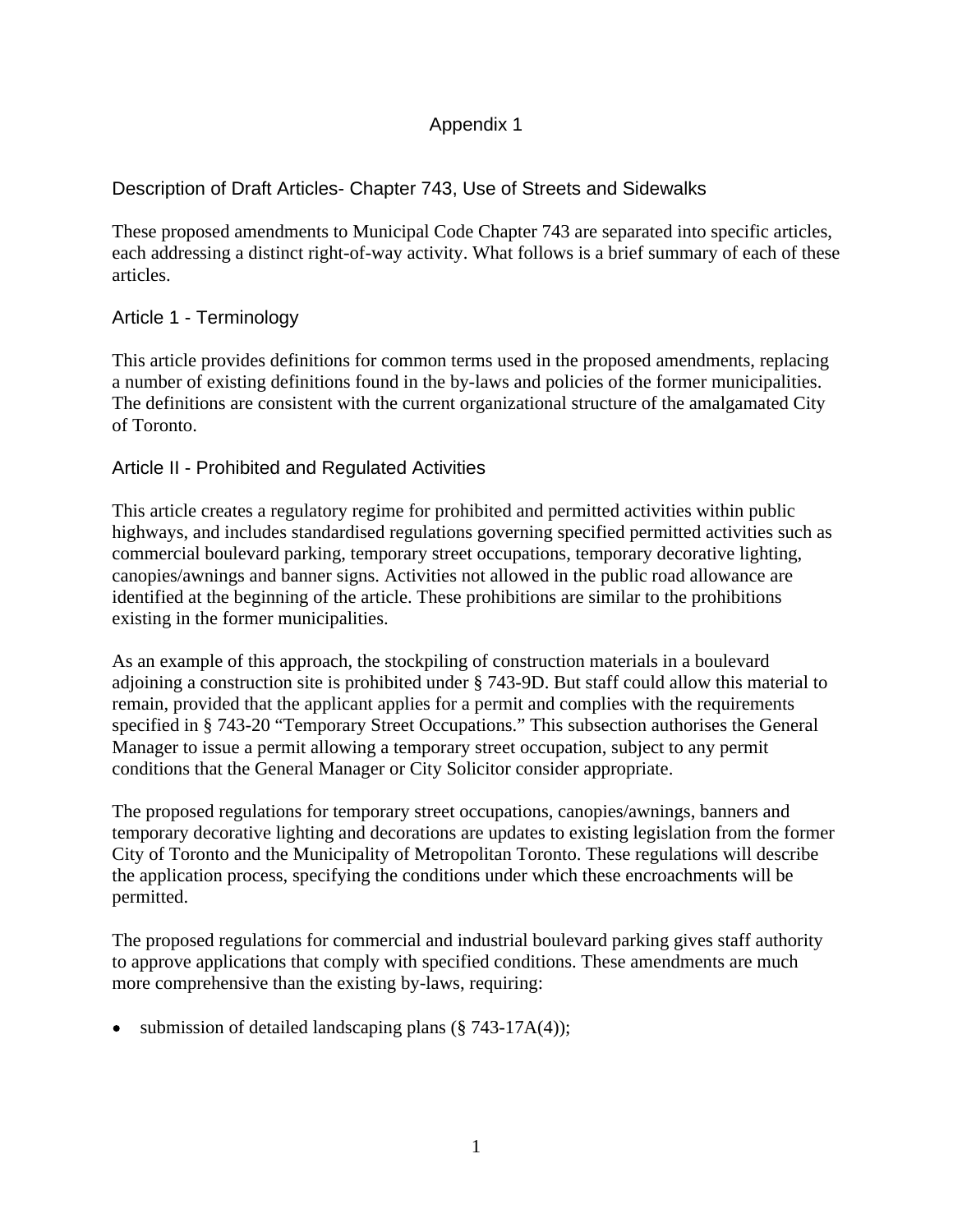# Appendix 1

## Description of Draft Articles- Chapter 743, Use of Streets and Sidewalks

These proposed amendments to Municipal Code Chapter 743 are separated into specific articles, each addressing a distinct right-of-way activity. What follows is a brief summary of each of these articles.

### Article 1 - Terminology

This article provides definitions for common terms used in the proposed amendments, replacing a number of existing definitions found in the by-laws and policies of the former municipalities. The definitions are consistent with the current organizational structure of the amalgamated City of Toronto.

### Article II - Prohibited and Regulated Activities

This article creates a regulatory regime for prohibited and permitted activities within public highways, and includes standardised regulations governing specified permitted activities such as commercial boulevard parking, temporary street occupations, temporary decorative lighting, canopies/awnings and banner signs. Activities not allowed in the public road allowance are identified at the beginning of the article. These prohibitions are similar to the prohibitions existing in the former municipalities.

As an example of this approach, the stockpiling of construction materials in a boulevard adjoining a construction site is prohibited under § 743-9D. But staff could allow this material to remain, provided that the applicant applies for a permit and complies with the requirements specified in § 743-20 "Temporary Street Occupations." This subsection authorises the General Manager to issue a permit allowing a temporary street occupation, subject to any permit conditions that the General Manager or City Solicitor consider appropriate.

The proposed regulations for temporary street occupations, canopies/awnings, banners and temporary decorative lighting and decorations are updates to existing legislation from the former City of Toronto and the Municipality of Metropolitan Toronto. These regulations will describe the application process, specifying the conditions under which these encroachments will be permitted.

The proposed regulations for commercial and industrial boulevard parking gives staff authority to approve applications that comply with specified conditions. These amendments are much more comprehensive than the existing by-laws, requiring:

- submission of detailed landscaping plans (§ 743-17A(4));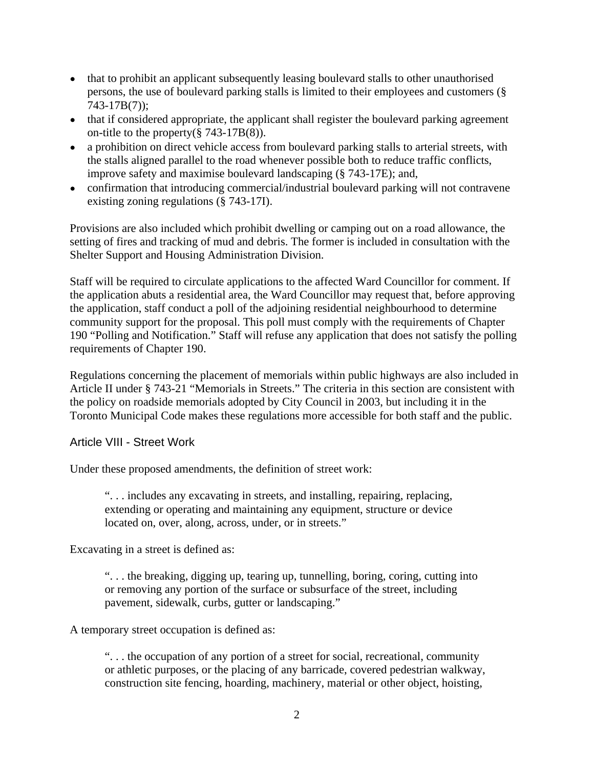- that to prohibit an applicant subsequently leasing boulevard stalls to other unauthorised persons, the use of boulevard parking stalls is limited to their employees and customers (§ 743-17B(7));
- that if considered appropriate, the applicant shall register the boulevard parking agreement on-title to the property(§ 743-17B(8)).
- a prohibition on direct vehicle access from boulevard parking stalls to arterial streets, with the stalls aligned parallel to the road whenever possible both to reduce traffic conflicts, improve safety and maximise boulevard landscaping (§ 743-17E); and,
- confirmation that introducing commercial/industrial boulevard parking will not contravene existing zoning regulations (§ 743-17I).

Provisions are also included which prohibit dwelling or camping out on a road allowance, the setting of fires and tracking of mud and debris. The former is included in consultation with the Shelter Support and Housing Administration Division.

Staff will be required to circulate applications to the affected Ward Councillor for comment. If the application abuts a residential area, the Ward Councillor may request that, before approving the application, staff conduct a poll of the adjoining residential neighbourhood to determine community support for the proposal. This poll must comply with the requirements of Chapter 190 "Polling and Notification." Staff will refuse any application that does not satisfy the polling requirements of Chapter 190.

Regulations concerning the placement of memorials within public highways are also included in Article II under § 743-21 "Memorials in Streets." The criteria in this section are consistent with the policy on roadside memorials adopted by City Council in 2003, but including it in the Toronto Municipal Code makes these regulations more accessible for both staff and the public.

### Article VIII - Street Work

Under these proposed amendments, the definition of street work:

> ". . . includes any excavating in streets, and installing, repairing, replacing, extending or operating and maintaining any equipment, structure or device located on, over, along, across, under, or in streets."

Excavating in a street is defined as:

> ". . . the breaking, digging up, tearing up, tunnelling, boring, coring, cutting into or removing any portion of the surface or subsurface of the street, including pavement, sidewalk, curbs, gutter or landscaping."

A temporary street occupation is defined as:

> ". . . the occupation of any portion of a street for social, recreational, community or athletic purposes, or the placing of any barricade, covered pedestrian walkway, construction site fencing, hoarding, machinery, material or other object, hoisting,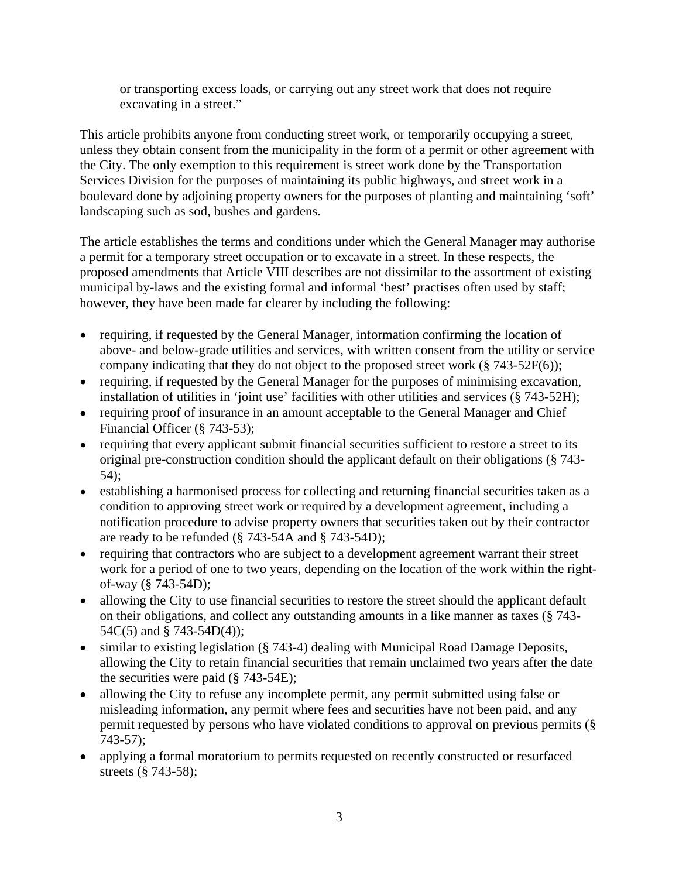or transporting excess loads, or carrying out any street work that does not require excavating in a street."

This article prohibits anyone from conducting street work, or temporarily occupying a street, unless they obtain consent from the municipality in the form of a permit or other agreement with the City. The only exemption to this requirement is street work done by the Transportation Services Division for the purposes of maintaining its public highways, and street work in a boulevard done by adjoining property owners for the purposes of planting and maintaining 'soft' landscaping such as sod, bushes and gardens.

The article establishes the terms and conditions under which the General Manager may authorise a permit for a temporary street occupation or to excavate in a street. In these respects, the proposed amendments that Article VIII describes are not dissimilar to the assortment of existing municipal by-laws and the existing formal and informal 'best' practises often used by staff; however, they have been made far clearer by including the following:

- requiring, if requested by the General Manager, information confirming the location of above- and below-grade utilities and services, with written consent from the utility or service company indicating that they do not object to the proposed street work (§ 743-52F(6));
- requiring, if requested by the General Manager for the purposes of minimising excavation, installation of utilities in 'joint use' facilities with other utilities and services (§ 743-52H);
- requiring proof of insurance in an amount acceptable to the General Manager and Chief Financial Officer (§ 743-53);
- requiring that every applicant submit financial securities sufficient to restore a street to its original pre-construction condition should the applicant default on their obligations (§ 743-54);
- establishing a harmonised process for collecting and returning financial securities taken as a condition to approving street work or required by a development agreement, including a notification procedure to advise property owners that securities taken out by their contractor are ready to be refunded (§ 743-54A and § 743-54D);
- requiring that contractors who are subject to a development agreement warrant their street work for a period of one to two years, depending on the location of the work within the right-of-way (§ 743-54D);
- allowing the City to use financial securities to restore the street should the applicant default on their obligations, and collect any outstanding amounts in a like manner as taxes (§ 743-54C(5) and § 743-54D(4));
- similar to existing legislation (§ 743-4) dealing with Municipal Road Damage Deposits, allowing the City to retain financial securities that remain unclaimed two years after the date the securities were paid (§ 743-54E);
- allowing the City to refuse any incomplete permit, any permit submitted using false or misleading information, any permit where fees and securities have not been paid, and any permit requested by persons who have violated conditions to approval on previous permits (§ 743-57);
- applying a formal moratorium to permits requested on recently constructed or resurfaced streets (§ 743-58);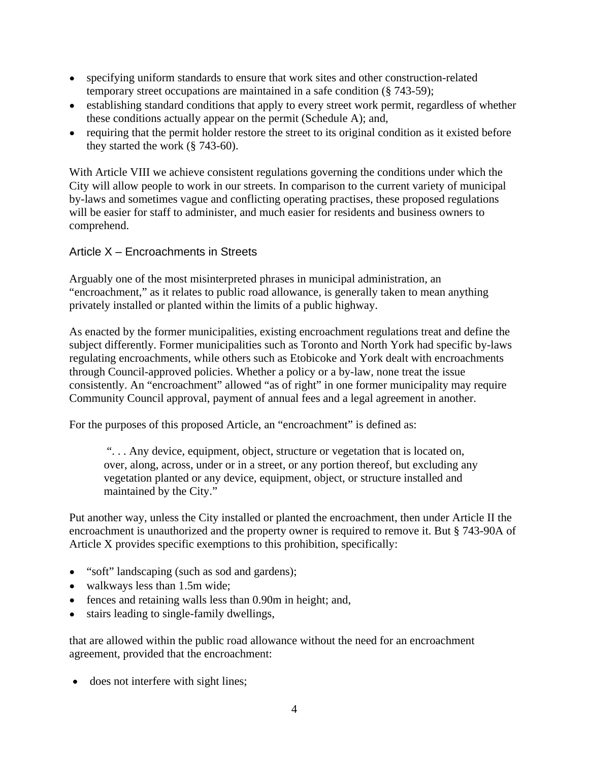- specifying uniform standards to ensure that work sites and other construction-related temporary street occupations are maintained in a safe condition (§ 743-59);
- establishing standard conditions that apply to every street work permit, regardless of whether these conditions actually appear on the permit (Schedule A); and,
- requiring that the permit holder restore the street to its original condition as it existed before they started the work (§ 743-60).

With Article VIII we achieve consistent regulations governing the conditions under which the City will allow people to work in our streets. In comparison to the current variety of municipal by-laws and sometimes vague and conflicting operating practises, these proposed regulations will be easier for staff to administer, and much easier for residents and business owners to comprehend.

### Article X – Encroachments in Streets

Arguably one of the most misinterpreted phrases in municipal administration, an "encroachment," as it relates to public road allowance, is generally taken to mean anything privately installed or planted within the limits of a public highway.

As enacted by the former municipalities, existing encroachment regulations treat and define the subject differently. Former municipalities such as Toronto and North York had specific by-laws regulating encroachments, while others such as Etobicoke and York dealt with encroachments through Council-approved policies. Whether a policy or a by-law, none treat the issue consistently. An "encroachment" allowed "as of right" in one former municipality may require Community Council approval, payment of annual fees and a legal agreement in another.

For the purposes of this proposed Article, an "encroachment" is defined as:

> ". . . Any device, equipment, object, structure or vegetation that is located on, over, along, across, under or in a street, or any portion thereof, but excluding any vegetation planted or any device, equipment, object, or structure installed and maintained by the City."

Put another way, unless the City installed or planted the encroachment, then under Article II the encroachment is unauthorized and the property owner is required to remove it. But § 743-90A of Article X provides specific exemptions to this prohibition, specifically:

- "soft" landscaping (such as sod and gardens);
- walkways less than 1.5m wide;
- fences and retaining walls less than 0.90m in height; and,
- stairs leading to single-family dwellings,

that are allowed within the public road allowance without the need for an encroachment agreement, provided that the encroachment:

- does not interfere with sight lines;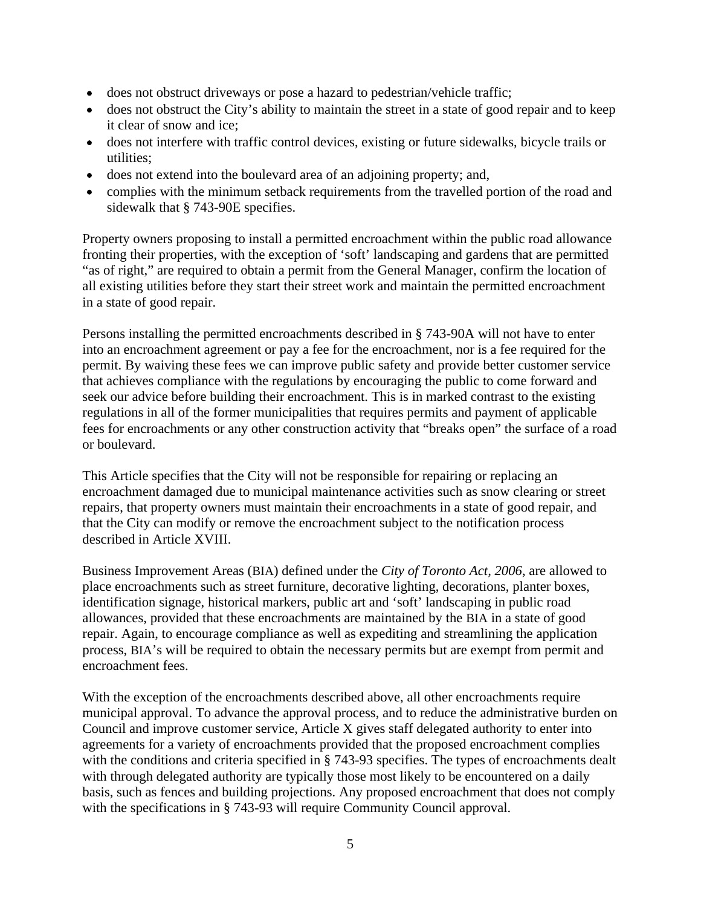- does not obstruct driveways or pose a hazard to pedestrian/vehicle traffic;
- does not obstruct the City's ability to maintain the street in a state of good repair and to keep it clear of snow and ice;
- does not interfere with traffic control devices, existing or future sidewalks, bicycle trails or utilities;
- does not extend into the boulevard area of an adjoining property; and,
- complies with the minimum setback requirements from the travelled portion of the road and sidewalk that § 743-90E specifies.

Property owners proposing to install a permitted encroachment within the public road allowance fronting their properties, with the exception of 'soft' landscaping and gardens that are permitted "as of right," are required to obtain a permit from the General Manager, confirm the location of all existing utilities before they start their street work and maintain the permitted encroachment in a state of good repair.

Persons installing the permitted encroachments described in § 743-90A will not have to enter into an encroachment agreement or pay a fee for the encroachment, nor is a fee required for the permit. By waiving these fees we can improve public safety and provide better customer service that achieves compliance with the regulations by encouraging the public to come forward and seek our advice before building their encroachment. This is in marked contrast to the existing regulations in all of the former municipalities that requires permits and payment of applicable fees for encroachments or any other construction activity that "breaks open" the surface of a road or boulevard.

This Article specifies that the City will not be responsible for repairing or replacing an encroachment damaged due to municipal maintenance activities such as snow clearing or street repairs, that property owners must maintain their encroachments in a state of good repair, and that the City can modify or remove the encroachment subject to the notification process described in Article XVIII.

Business Improvement Areas (BIA) defined under the *City of Toronto Act, 2006*, are allowed to place encroachments such as street furniture, decorative lighting, decorations, planter boxes, identification signage, historical markers, public art and 'soft' landscaping in public road allowances, provided that these encroachments are maintained by the BIA in a state of good repair. Again, to encourage compliance as well as expediting and streamlining the application process, BIA's will be required to obtain the necessary permits but are exempt from permit and encroachment fees.

With the exception of the encroachments described above, all other encroachments require municipal approval. To advance the approval process, and to reduce the administrative burden on Council and improve customer service, Article X gives staff delegated authority to enter into agreements for a variety of encroachments provided that the proposed encroachment complies with the conditions and criteria specified in § 743-93 specifies. The types of encroachments dealt with through delegated authority are typically those most likely to be encountered on a daily basis, such as fences and building projections. Any proposed encroachment that does not comply with the specifications in § 743-93 will require Community Council approval.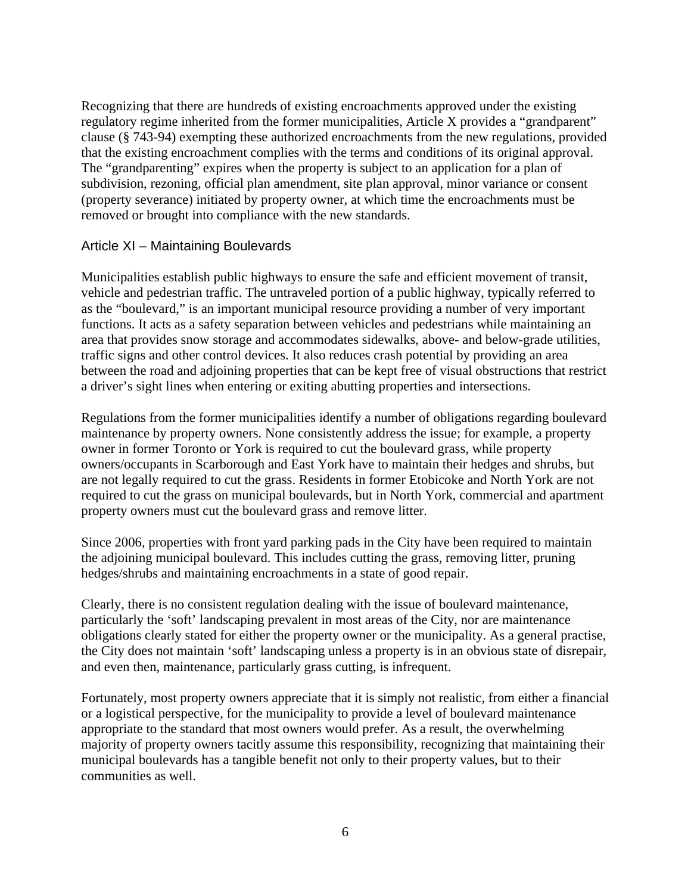Recognizing that there are hundreds of existing encroachments approved under the existing regulatory regime inherited from the former municipalities, Article X provides a "grandparent" clause (§ 743-94) exempting these authorized encroachments from the new regulations, provided that the existing encroachment complies with the terms and conditions of its original approval. The "grandparenting" expires when the property is subject to an application for a plan of subdivision, rezoning, official plan amendment, site plan approval, minor variance or consent (property severance) initiated by property owner, at which time the encroachments must be removed or brought into compliance with the new standards.

## Article XI – Maintaining Boulevards

Municipalities establish public highways to ensure the safe and efficient movement of transit, vehicle and pedestrian traffic. The untraveled portion of a public highway, typically referred to as the "boulevard," is an important municipal resource providing a number of very important functions. It acts as a safety separation between vehicles and pedestrians while maintaining an area that provides snow storage and accommodates sidewalks, above- and below-grade utilities, traffic signs and other control devices. It also reduces crash potential by providing an area between the road and adjoining properties that can be kept free of visual obstructions that restrict a driver's sight lines when entering or exiting abutting properties and intersections.

Regulations from the former municipalities identify a number of obligations regarding boulevard maintenance by property owners. None consistently address the issue; for example, a property owner in former Toronto or York is required to cut the boulevard grass, while property owners/occupants in Scarborough and East York have to maintain their hedges and shrubs, but are not legally required to cut the grass. Residents in former Etobicoke and North York are not required to cut the grass on municipal boulevards, but in North York, commercial and apartment property owners must cut the boulevard grass and remove litter.

Since 2006, properties with front yard parking pads in the City have been required to maintain the adjoining municipal boulevard. This includes cutting the grass, removing litter, pruning hedges/shrubs and maintaining encroachments in a state of good repair.

Clearly, there is no consistent regulation dealing with the issue of boulevard maintenance, particularly the 'soft' landscaping prevalent in most areas of the City, nor are maintenance obligations clearly stated for either the property owner or the municipality. As a general practise, the City does not maintain 'soft' landscaping unless a property is in an obvious state of disrepair, and even then, maintenance, particularly grass cutting, is infrequent.

Fortunately, most property owners appreciate that it is simply not realistic, from either a financial or a logistical perspective, for the municipality to provide a level of boulevard maintenance appropriate to the standard that most owners would prefer. As a result, the overwhelming majority of property owners tacitly assume this responsibility, recognizing that maintaining their municipal boulevards has a tangible benefit not only to their property values, but to their communities as well.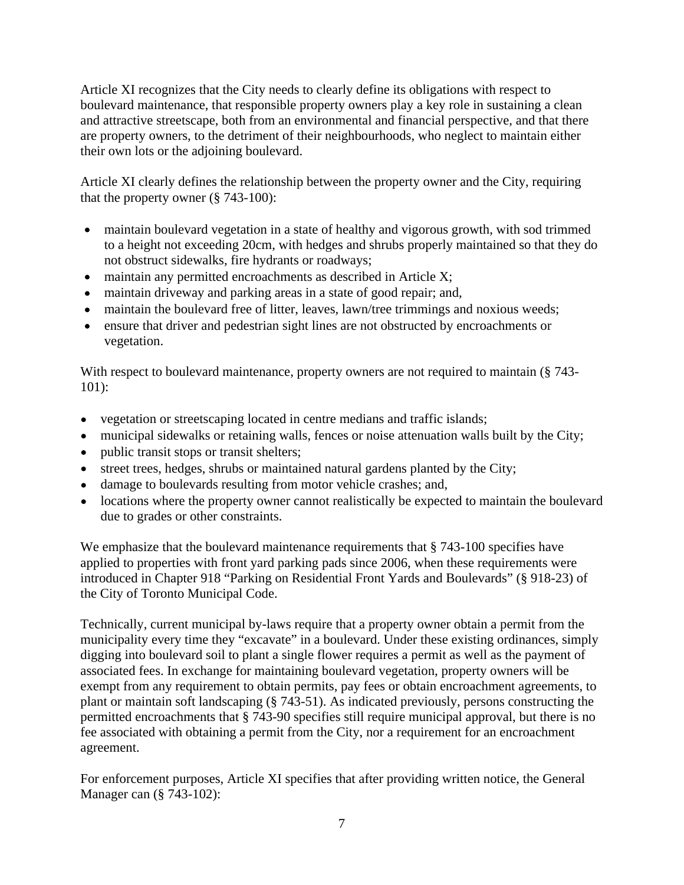Article XI recognizes that the City needs to clearly define its obligations with respect to boulevard maintenance, that responsible property owners play a key role in sustaining a clean and attractive streetscape, both from an environmental and financial perspective, and that there are property owners, to the detriment of their neighbourhoods, who neglect to maintain either their own lots or the adjoining boulevard.

Article XI clearly defines the relationship between the property owner and the City, requiring that the property owner (§ 743-100):

- maintain boulevard vegetation in a state of healthy and vigorous growth, with sod trimmed to a height not exceeding 20cm, with hedges and shrubs properly maintained so that they do not obstruct sidewalks, fire hydrants or roadways;
- maintain any permitted encroachments as described in Article X;
- maintain driveway and parking areas in a state of good repair; and,
- maintain the boulevard free of litter, leaves, lawn/tree trimmings and noxious weeds;
- ensure that driver and pedestrian sight lines are not obstructed by encroachments or vegetation.

With respect to boulevard maintenance, property owners are not required to maintain (§ 743-101):

- vegetation or streetscaping located in centre medians and traffic islands;
- municipal sidewalks or retaining walls, fences or noise attenuation walls built by the City;
- public transit stops or transit shelters;
- street trees, hedges, shrubs or maintained natural gardens planted by the City;
- damage to boulevards resulting from motor vehicle crashes; and,
- locations where the property owner cannot realistically be expected to maintain the boulevard due to grades or other constraints.

We emphasize that the boulevard maintenance requirements that § 743-100 specifies have applied to properties with front yard parking pads since 2006, when these requirements were introduced in Chapter 918 "Parking on Residential Front Yards and Boulevards" (§ 918-23) of the City of Toronto Municipal Code.

Technically, current municipal by-laws require that a property owner obtain a permit from the municipality every time they "excavate" in a boulevard. Under these existing ordinances, simply digging into boulevard soil to plant a single flower requires a permit as well as the payment of associated fees. In exchange for maintaining boulevard vegetation, property owners will be exempt from any requirement to obtain permits, pay fees or obtain encroachment agreements, to plant or maintain soft landscaping (§ 743-51). As indicated previously, persons constructing the permitted encroachments that § 743-90 specifies still require municipal approval, but there is no fee associated with obtaining a permit from the City, nor a requirement for an encroachment agreement.

For enforcement purposes, Article XI specifies that after providing written notice, the General Manager can (§ 743-102):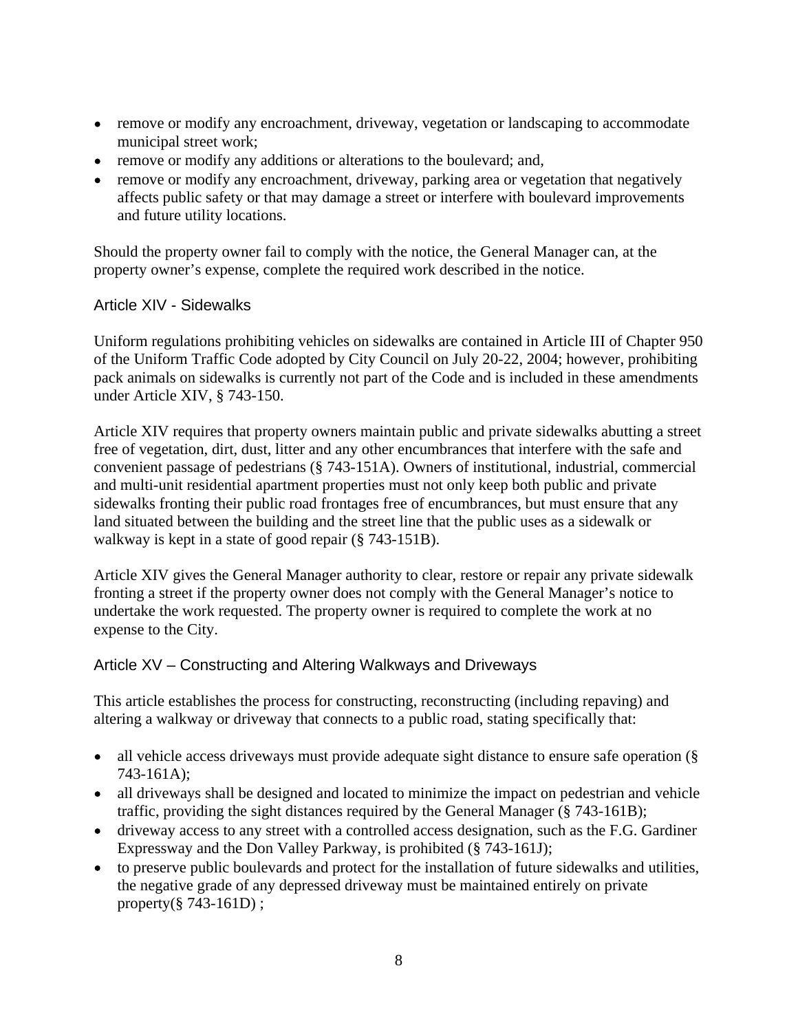- remove or modify any encroachment, driveway, vegetation or landscaping to accommodate municipal street work;
- remove or modify any additions or alterations to the boulevard; and,
- remove or modify any encroachment, driveway, parking area or vegetation that negatively affects public safety or that may damage a street or interfere with boulevard improvements and future utility locations.

Should the property owner fail to comply with the notice, the General Manager can, at the property owner's expense, complete the required work described in the notice.

### Article XIV - Sidewalks

Uniform regulations prohibiting vehicles on sidewalks are contained in Article III of Chapter 950 of the Uniform Traffic Code adopted by City Council on July 20-22, 2004; however, prohibiting pack animals on sidewalks is currently not part of the Code and is included in these amendments under Article XIV, § 743-150.

Article XIV requires that property owners maintain public and private sidewalks abutting a street free of vegetation, dirt, dust, litter and any other encumbrances that interfere with the safe and convenient passage of pedestrians (§ 743-151A). Owners of institutional, industrial, commercial and multi-unit residential apartment properties must not only keep both public and private sidewalks fronting their public road frontages free of encumbrances, but must ensure that any land situated between the building and the street line that the public uses as a sidewalk or walkway is kept in a state of good repair (§ 743-151B).

Article XIV gives the General Manager authority to clear, restore or repair any private sidewalk fronting a street if the property owner does not comply with the General Manager's notice to undertake the work requested. The property owner is required to complete the work at no expense to the City.

### Article XV – Constructing and Altering Walkways and Driveways

This article establishes the process for constructing, reconstructing (including repaving) and altering a walkway or driveway that connects to a public road, stating specifically that:

- all vehicle access driveways must provide adequate sight distance to ensure safe operation (§ 743-161A);
- all driveways shall be designed and located to minimize the impact on pedestrian and vehicle traffic, providing the sight distances required by the General Manager (§ 743-161B);
- driveway access to any street with a controlled access designation, such as the F.G. Gardiner Expressway and the Don Valley Parkway, is prohibited (§ 743-161J);
- to preserve public boulevards and protect for the installation of future sidewalks and utilities, the negative grade of any depressed driveway must be maintained entirely on private property(§ 743-161D) ;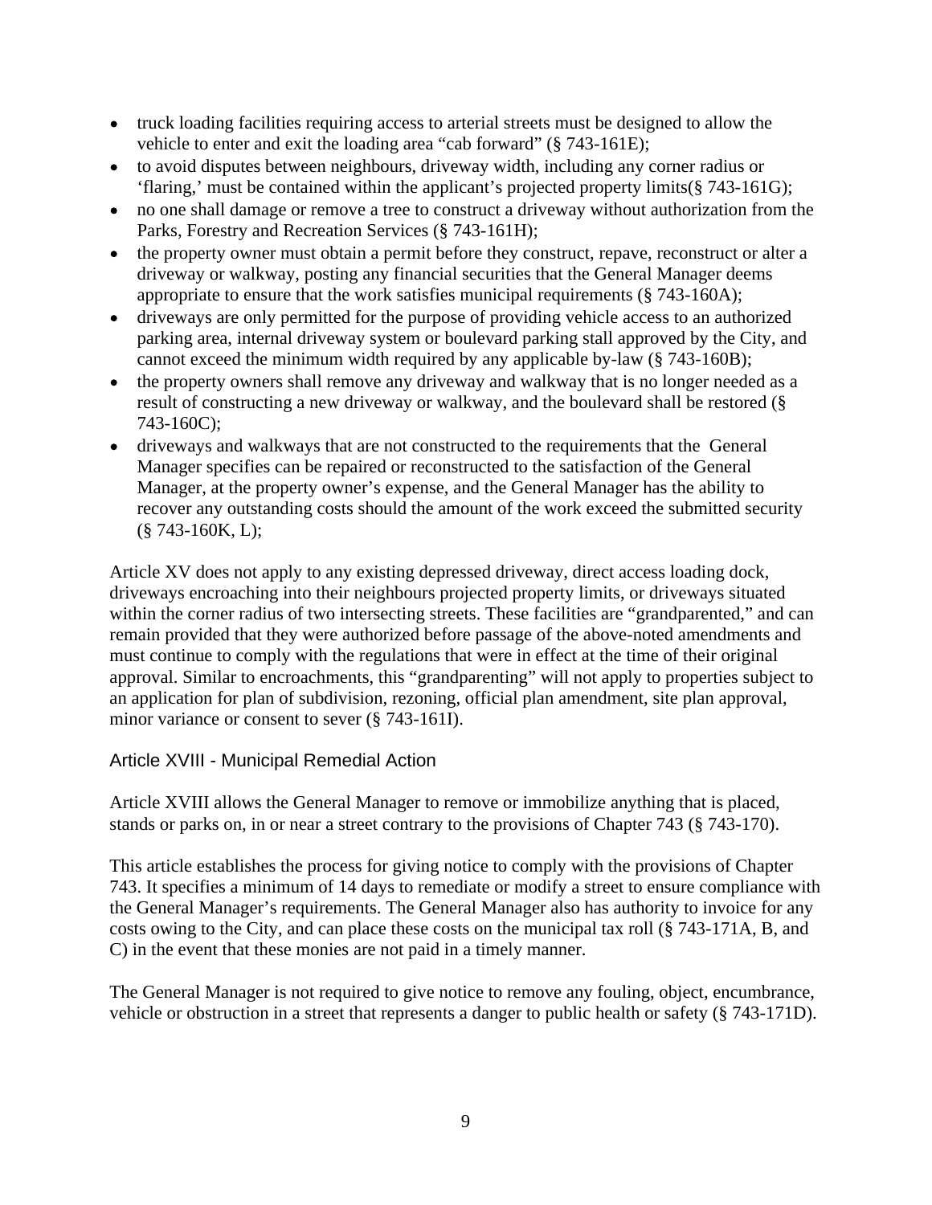- truck loading facilities requiring access to arterial streets must be designed to allow the vehicle to enter and exit the loading area "cab forward" (§ 743-161E);
- to avoid disputes between neighbours, driveway width, including any corner radius or 'flaring,' must be contained within the applicant's projected property limits(§ 743-161G);
- no one shall damage or remove a tree to construct a driveway without authorization from the Parks, Forestry and Recreation Services (§ 743-161H);
- the property owner must obtain a permit before they construct, repave, reconstruct or alter a driveway or walkway, posting any financial securities that the General Manager deems appropriate to ensure that the work satisfies municipal requirements (§ 743-160A);
- driveways are only permitted for the purpose of providing vehicle access to an authorized parking area, internal driveway system or boulevard parking stall approved by the City, and cannot exceed the minimum width required by any applicable by-law (§ 743-160B);
- the property owners shall remove any driveway and walkway that is no longer needed as a result of constructing a new driveway or walkway, and the boulevard shall be restored (§ 743-160C);
- driveways and walkways that are not constructed to the requirements that the General Manager specifies can be repaired or reconstructed to the satisfaction of the General Manager, at the property owner's expense, and the General Manager has the ability to recover any outstanding costs should the amount of the work exceed the submitted security (§ 743-160K, L);

Article XV does not apply to any existing depressed driveway, direct access loading dock, driveways encroaching into their neighbours projected property limits, or driveways situated within the corner radius of two intersecting streets. These facilities are "grandparented," and can remain provided that they were authorized before passage of the above-noted amendments and must continue to comply with the regulations that were in effect at the time of their original approval. Similar to encroachments, this "grandparenting" will not apply to properties subject to an application for plan of subdivision, rezoning, official plan amendment, site plan approval, minor variance or consent to sever (§ 743-161I).

### Article XVIII - Municipal Remedial Action

Article XVIII allows the General Manager to remove or immobilize anything that is placed, stands or parks on, in or near a street contrary to the provisions of Chapter 743 (§ 743-170).

This article establishes the process for giving notice to comply with the provisions of Chapter 743. It specifies a minimum of 14 days to remediate or modify a street to ensure compliance with the General Manager's requirements. The General Manager also has authority to invoice for any costs owing to the City, and can place these costs on the municipal tax roll (§ 743-171A, B, and C) in the event that these monies are not paid in a timely manner.

The General Manager is not required to give notice to remove any fouling, object, encumbrance, vehicle or obstruction in a street that represents a danger to public health or safety (§ 743-171D).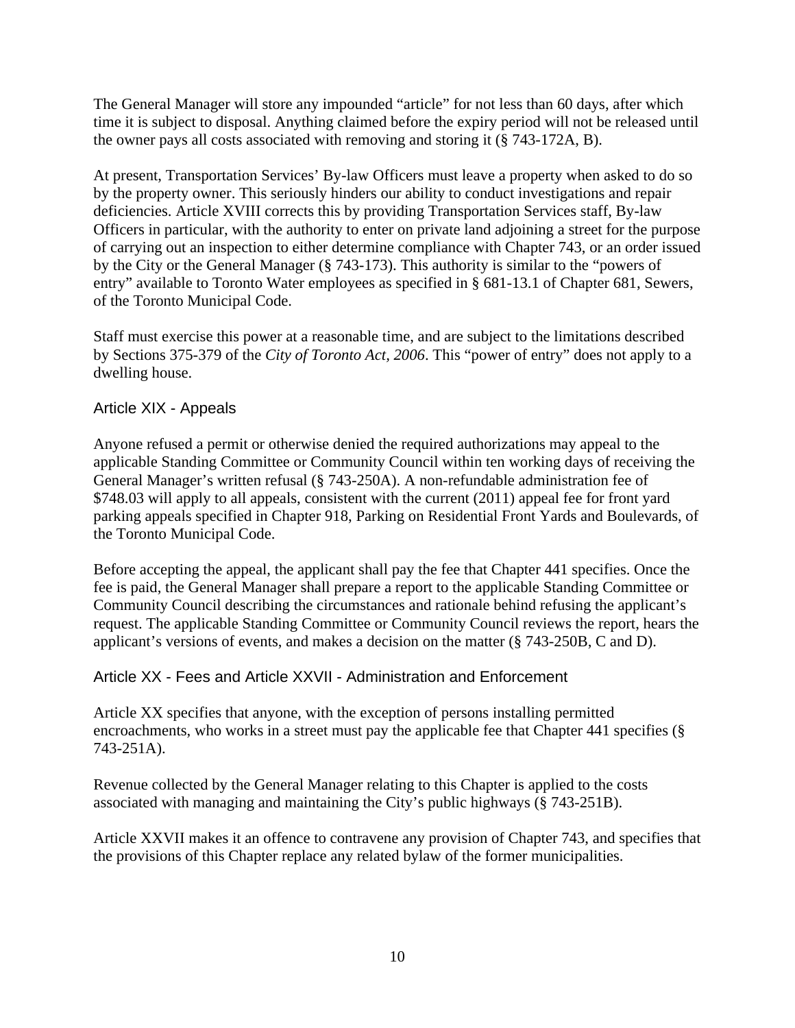The General Manager will store any impounded "article" for not less than 60 days, after which time it is subject to disposal. Anything claimed before the expiry period will not be released until the owner pays all costs associated with removing and storing it (§ 743-172A, B).

At present, Transportation Services' By-law Officers must leave a property when asked to do so by the property owner. This seriously hinders our ability to conduct investigations and repair deficiencies. Article XVIII corrects this by providing Transportation Services staff, By-law Officers in particular, with the authority to enter on private land adjoining a street for the purpose of carrying out an inspection to either determine compliance with Chapter 743, or an order issued by the City or the General Manager (§ 743-173). This authority is similar to the "powers of entry" available to Toronto Water employees as specified in § 681-13.1 of Chapter 681, Sewers, of the Toronto Municipal Code.

Staff must exercise this power at a reasonable time, and are subject to the limitations described by Sections 375-379 of the *City of Toronto Act, 2006*. This "power of entry" does not apply to a dwelling house.

### Article XIX - Appeals

Anyone refused a permit or otherwise denied the required authorizations may appeal to the applicable Standing Committee or Community Council within ten working days of receiving the General Manager's written refusal (§ 743-250A). A non-refundable administration fee of $748.03 will apply to all appeals, consistent with the current (2011) appeal fee for front yard parking appeals specified in Chapter 918, Parking on Residential Front Yards and Boulevards, of the Toronto Municipal Code.

Before accepting the appeal, the applicant shall pay the fee that Chapter 441 specifies. Once the fee is paid, the General Manager shall prepare a report to the applicable Standing Committee or Community Council describing the circumstances and rationale behind refusing the applicant's request. The applicable Standing Committee or Community Council reviews the report, hears the applicant's versions of events, and makes a decision on the matter (§ 743-250B, C and D).

### Article XX - Fees and Article XXVII - Administration and Enforcement

Article XX specifies that anyone, with the exception of persons installing permitted encroachments, who works in a street must pay the applicable fee that Chapter 441 specifies (§ 743-251A).

Revenue collected by the General Manager relating to this Chapter is applied to the costs associated with managing and maintaining the City's public highways (§ 743-251B).

Article XXVII makes it an offence to contravene any provision of Chapter 743, and specifies that the provisions of this Chapter replace any related bylaw of the former municipalities.